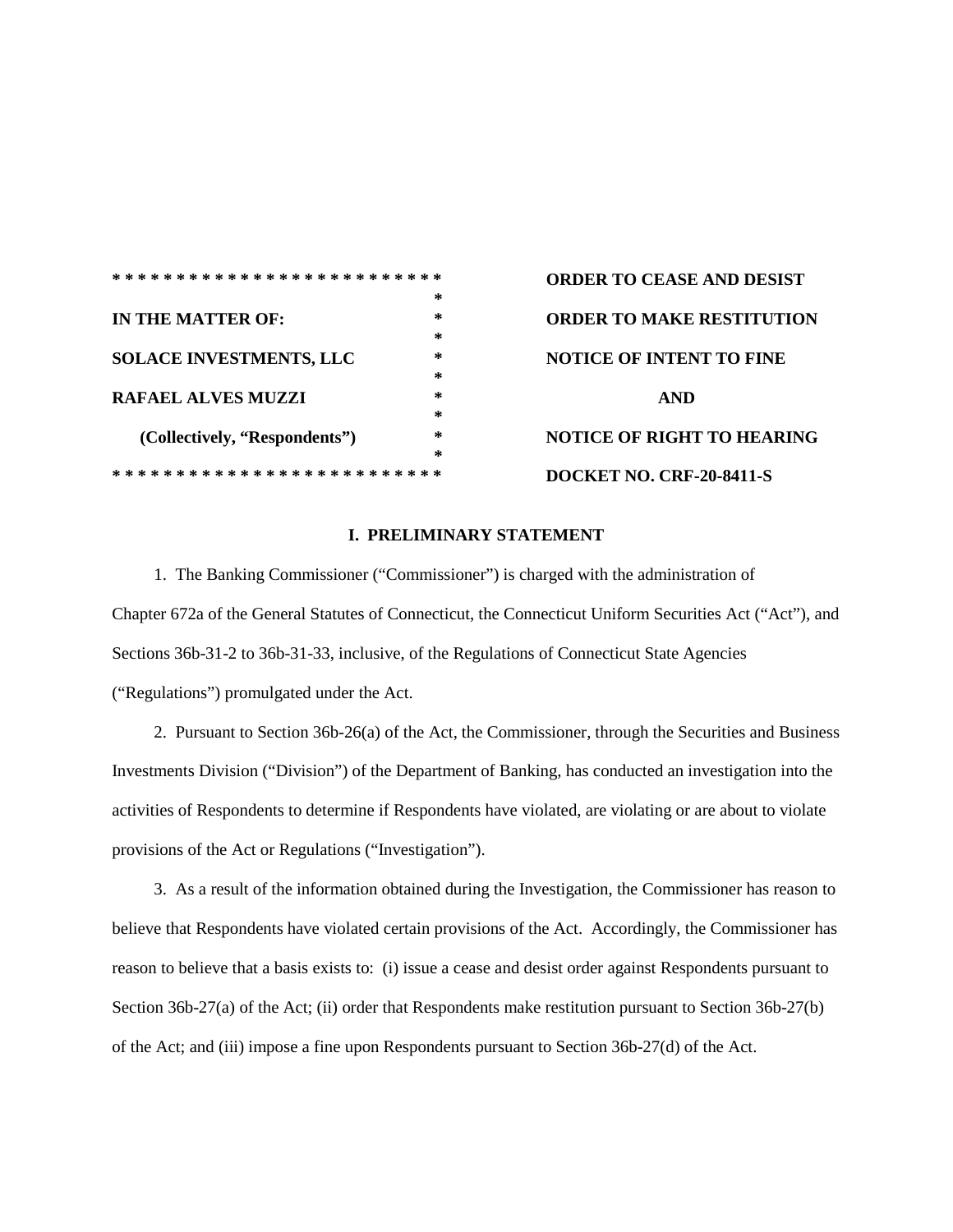| | |
|---|---|
| **IN THE MATTER OF:** | **ORDER TO CEASE AND DESIST** |
| **SOLACE INVESTMENTS, LLC** | **ORDER TO MAKE RESTITUTION** |
| **RAFAEL ALVES MUZZI** | **NOTICE OF INTENT TO FINE** |
| **(Collectively, "Respondents")** | **AND** |
| | **NOTICE OF RIGHT TO HEARING** |
| | **DOCKET NO. CRF-20-8411-S** |

## I. PRELIMINARY STATEMENT

1. The Banking Commissioner ("Commissioner") is charged with the administration of Chapter 672a of the General Statutes of Connecticut, the Connecticut Uniform Securities Act ("Act"), and Sections 36b-31-2 to 36b-31-33, inclusive, of the Regulations of Connecticut State Agencies ("Regulations") promulgated under the Act.

2. Pursuant to Section 36b-26(a) of the Act, the Commissioner, through the Securities and Business Investments Division ("Division") of the Department of Banking, has conducted an investigation into the activities of Respondents to determine if Respondents have violated, are violating or are about to violate provisions of the Act or Regulations ("Investigation").

3. As a result of the information obtained during the Investigation, the Commissioner has reason to believe that Respondents have violated certain provisions of the Act. Accordingly, the Commissioner has reason to believe that a basis exists to: (i) issue a cease and desist order against Respondents pursuant to Section 36b-27(a) of the Act; (ii) order that Respondents make restitution pursuant to Section 36b-27(b) of the Act; and (iii) impose a fine upon Respondents pursuant to Section 36b-27(d) of the Act.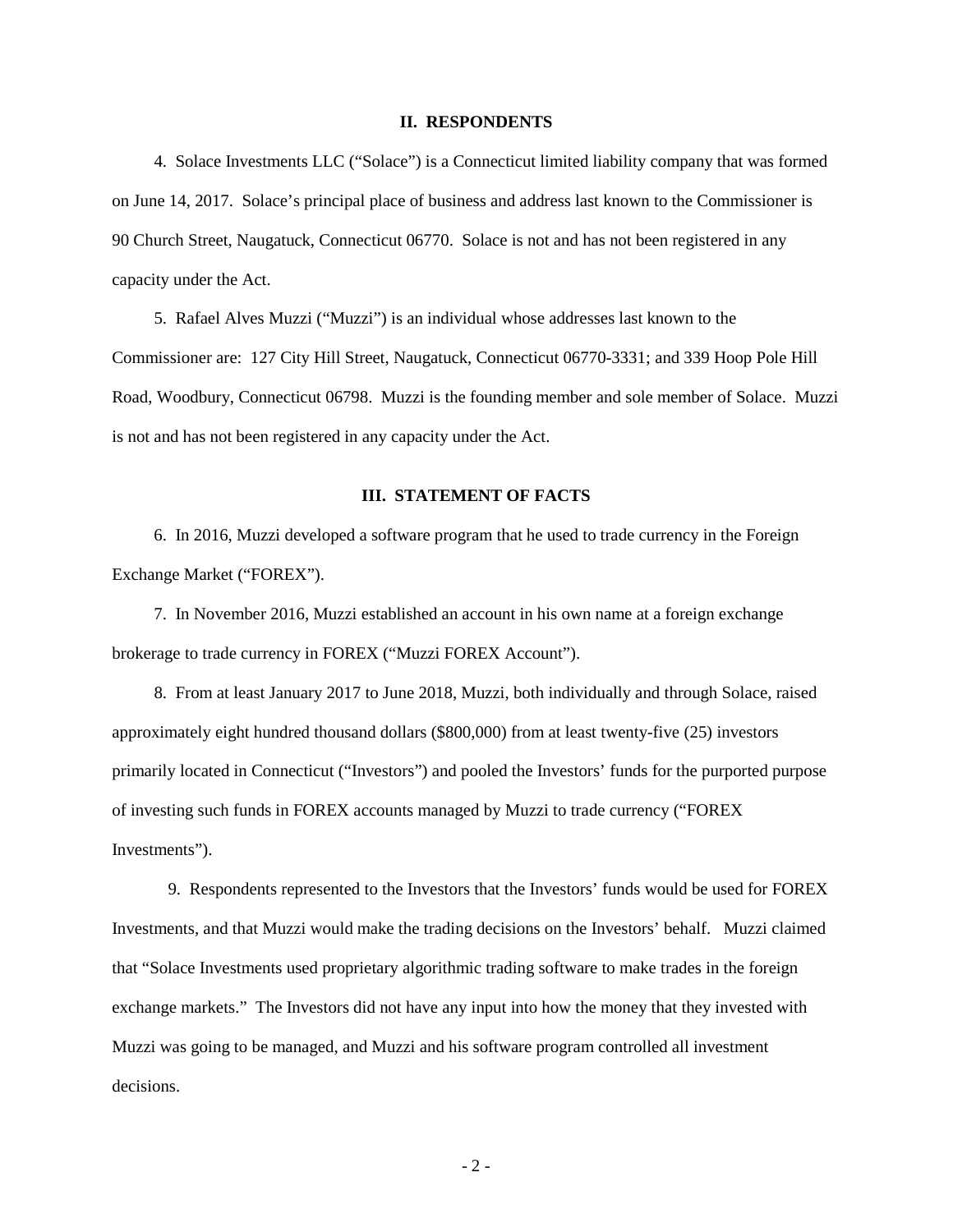## II. RESPONDENTS

4. Solace Investments LLC ("Solace") is a Connecticut limited liability company that was formed on June 14, 2017. Solace's principal place of business and address last known to the Commissioner is 90 Church Street, Naugatuck, Connecticut 06770. Solace is not and has not been registered in any capacity under the Act.

5. Rafael Alves Muzzi ("Muzzi") is an individual whose addresses last known to the Commissioner are: 127 City Hill Street, Naugatuck, Connecticut 06770-3331; and 339 Hoop Pole Hill Road, Woodbury, Connecticut 06798. Muzzi is the founding member and sole member of Solace. Muzzi is not and has not been registered in any capacity under the Act.

## III. STATEMENT OF FACTS

6. In 2016, Muzzi developed a software program that he used to trade currency in the Foreign Exchange Market ("FOREX").

7. In November 2016, Muzzi established an account in his own name at a foreign exchange brokerage to trade currency in FOREX ("Muzzi FOREX Account").

8. From at least January 2017 to June 2018, Muzzi, both individually and through Solace, raised approximately eight hundred thousand dollars ($800,000) from at least twenty-five (25) investors primarily located in Connecticut ("Investors") and pooled the Investors' funds for the purported purpose of investing such funds in FOREX accounts managed by Muzzi to trade currency ("FOREX Investments").

9. Respondents represented to the Investors that the Investors' funds would be used for FOREX Investments, and that Muzzi would make the trading decisions on the Investors' behalf. Muzzi claimed that "Solace Investments used proprietary algorithmic trading software to make trades in the foreign exchange markets." The Investors did not have any input into how the money that they invested with Muzzi was going to be managed, and Muzzi and his software program controlled all investment decisions.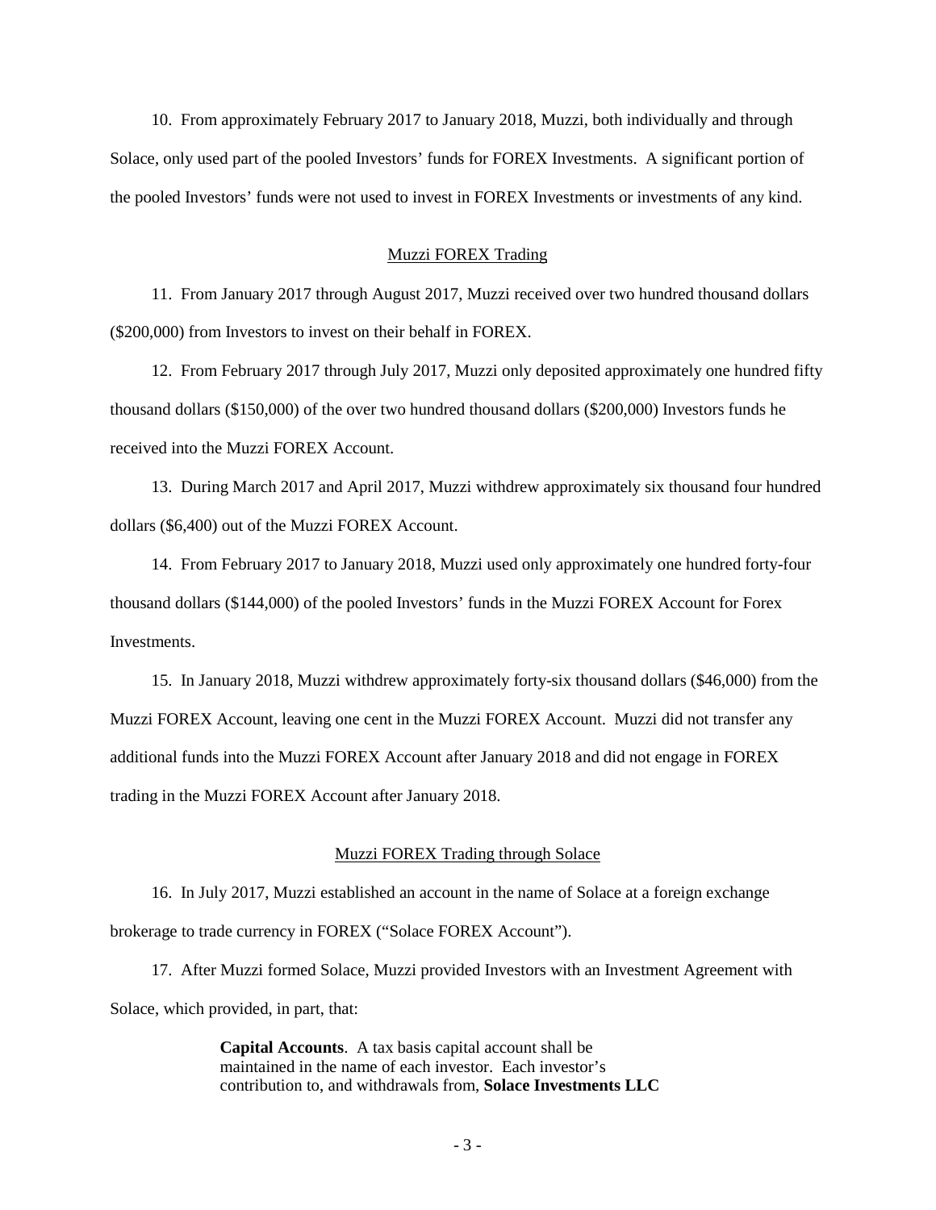10. From approximately February 2017 to January 2018, Muzzi, both individually and through Solace, only used part of the pooled Investors' funds for FOREX Investments. A significant portion of the pooled Investors' funds were not used to invest in FOREX Investments or investments of any kind.

## Muzzi FOREX Trading

11. From January 2017 through August 2017, Muzzi received over two hundred thousand dollars ($200,000) from Investors to invest on their behalf in FOREX.

12. From February 2017 through July 2017, Muzzi only deposited approximately one hundred fifty thousand dollars ($150,000) of the over two hundred thousand dollars ($200,000) Investors funds he received into the Muzzi FOREX Account.

13. During March 2017 and April 2017, Muzzi withdrew approximately six thousand four hundred dollars ($6,400) out of the Muzzi FOREX Account.

14. From February 2017 to January 2018, Muzzi used only approximately one hundred forty-four thousand dollars ($144,000) of the pooled Investors' funds in the Muzzi FOREX Account for Forex Investments.

15. In January 2018, Muzzi withdrew approximately forty-six thousand dollars ($46,000) from the Muzzi FOREX Account, leaving one cent in the Muzzi FOREX Account. Muzzi did not transfer any additional funds into the Muzzi FOREX Account after January 2018 and did not engage in FOREX trading in the Muzzi FOREX Account after January 2018.

## Muzzi FOREX Trading through Solace

16. In July 2017, Muzzi established an account in the name of Solace at a foreign exchange brokerage to trade currency in FOREX ("Solace FOREX Account").

17. After Muzzi formed Solace, Muzzi provided Investors with an Investment Agreement with Solace, which provided, in part, that:

> **Capital Accounts**. A tax basis capital account shall be maintained in the name of each investor. Each investor's contribution to, and withdrawals from, **Solace Investments LLC**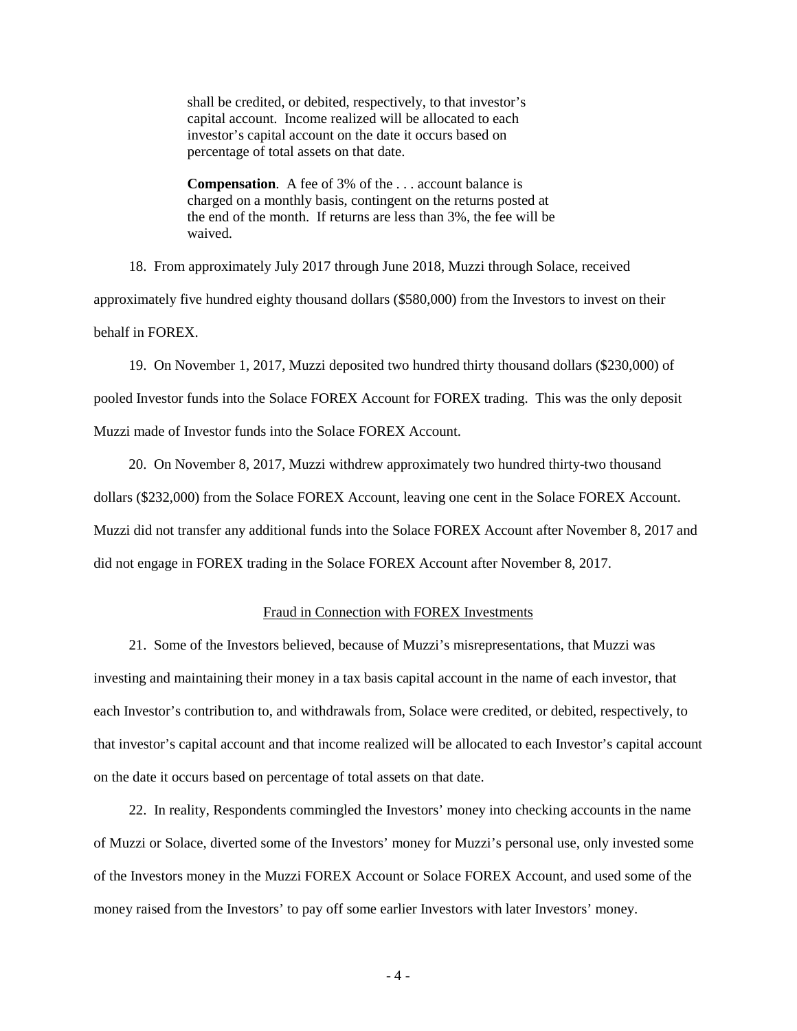> shall be credited, or debited, respectively, to that investor's capital account. Income realized will be allocated to each investor's capital account on the date it occurs based on percentage of total assets on that date.
>
> **Compensation**. A fee of 3% of the . . . account balance is charged on a monthly basis, contingent on the returns posted at the end of the month. If returns are less than 3%, the fee will be waived.

18. From approximately July 2017 through June 2018, Muzzi through Solace, received approximately five hundred eighty thousand dollars ($580,000) from the Investors to invest on their behalf in FOREX.

19. On November 1, 2017, Muzzi deposited two hundred thirty thousand dollars ($230,000) of pooled Investor funds into the Solace FOREX Account for FOREX trading. This was the only deposit Muzzi made of Investor funds into the Solace FOREX Account.

20. On November 8, 2017, Muzzi withdrew approximately two hundred thirty-two thousand dollars ($232,000) from the Solace FOREX Account, leaving one cent in the Solace FOREX Account. Muzzi did not transfer any additional funds into the Solace FOREX Account after November 8, 2017 and did not engage in FOREX trading in the Solace FOREX Account after November 8, 2017.

## Fraud in Connection with FOREX Investments

21. Some of the Investors believed, because of Muzzi's misrepresentations, that Muzzi was investing and maintaining their money in a tax basis capital account in the name of each investor, that each Investor's contribution to, and withdrawals from, Solace were credited, or debited, respectively, to that investor's capital account and that income realized will be allocated to each Investor's capital account on the date it occurs based on percentage of total assets on that date.

22. In reality, Respondents commingled the Investors' money into checking accounts in the name of Muzzi or Solace, diverted some of the Investors' money for Muzzi's personal use, only invested some of the Investors money in the Muzzi FOREX Account or Solace FOREX Account, and used some of the money raised from the Investors' to pay off some earlier Investors with later Investors' money.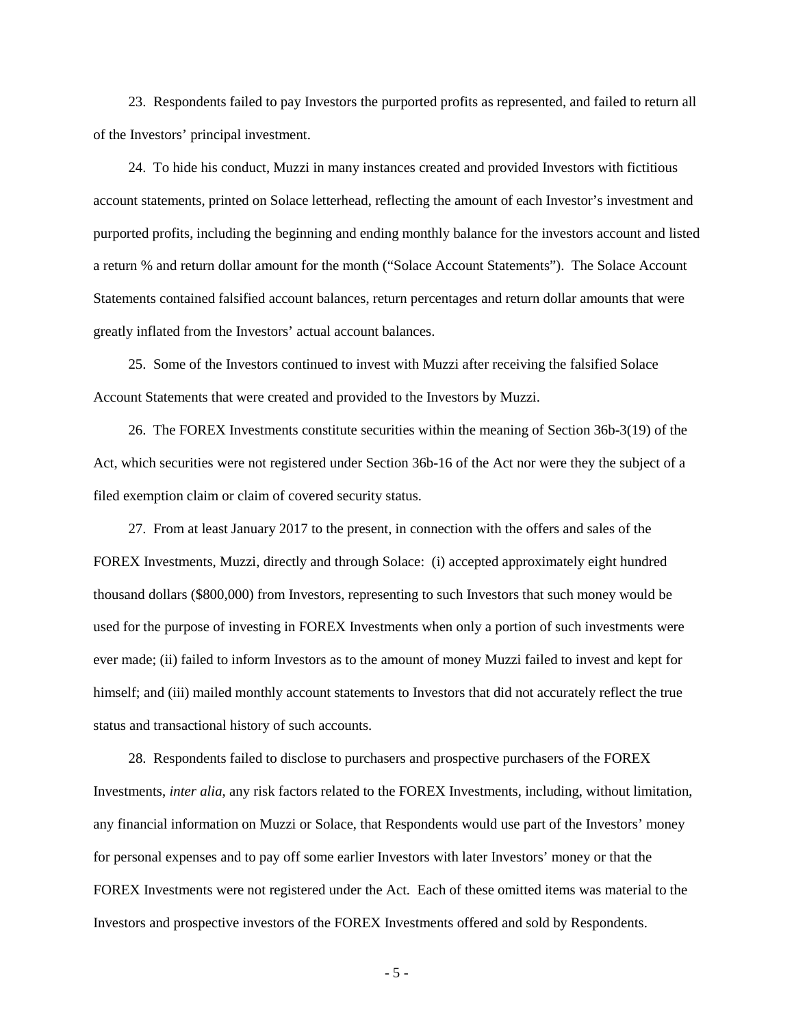23. Respondents failed to pay Investors the purported profits as represented, and failed to return all of the Investors' principal investment.

24. To hide his conduct, Muzzi in many instances created and provided Investors with fictitious account statements, printed on Solace letterhead, reflecting the amount of each Investor's investment and purported profits, including the beginning and ending monthly balance for the investors account and listed a return % and return dollar amount for the month ("Solace Account Statements"). The Solace Account Statements contained falsified account balances, return percentages and return dollar amounts that were greatly inflated from the Investors' actual account balances.

25. Some of the Investors continued to invest with Muzzi after receiving the falsified Solace Account Statements that were created and provided to the Investors by Muzzi.

26. The FOREX Investments constitute securities within the meaning of Section 36b-3(19) of the Act, which securities were not registered under Section 36b-16 of the Act nor were they the subject of a filed exemption claim or claim of covered security status.

27. From at least January 2017 to the present, in connection with the offers and sales of the FOREX Investments, Muzzi, directly and through Solace: (i) accepted approximately eight hundred thousand dollars ($800,000) from Investors, representing to such Investors that such money would be used for the purpose of investing in FOREX Investments when only a portion of such investments were ever made; (ii) failed to inform Investors as to the amount of money Muzzi failed to invest and kept for himself; and (iii) mailed monthly account statements to Investors that did not accurately reflect the true status and transactional history of such accounts.

28. Respondents failed to disclose to purchasers and prospective purchasers of the FOREX Investments, *inter alia*, any risk factors related to the FOREX Investments, including, without limitation, any financial information on Muzzi or Solace, that Respondents would use part of the Investors' money for personal expenses and to pay off some earlier Investors with later Investors' money or that the FOREX Investments were not registered under the Act. Each of these omitted items was material to the Investors and prospective investors of the FOREX Investments offered and sold by Respondents.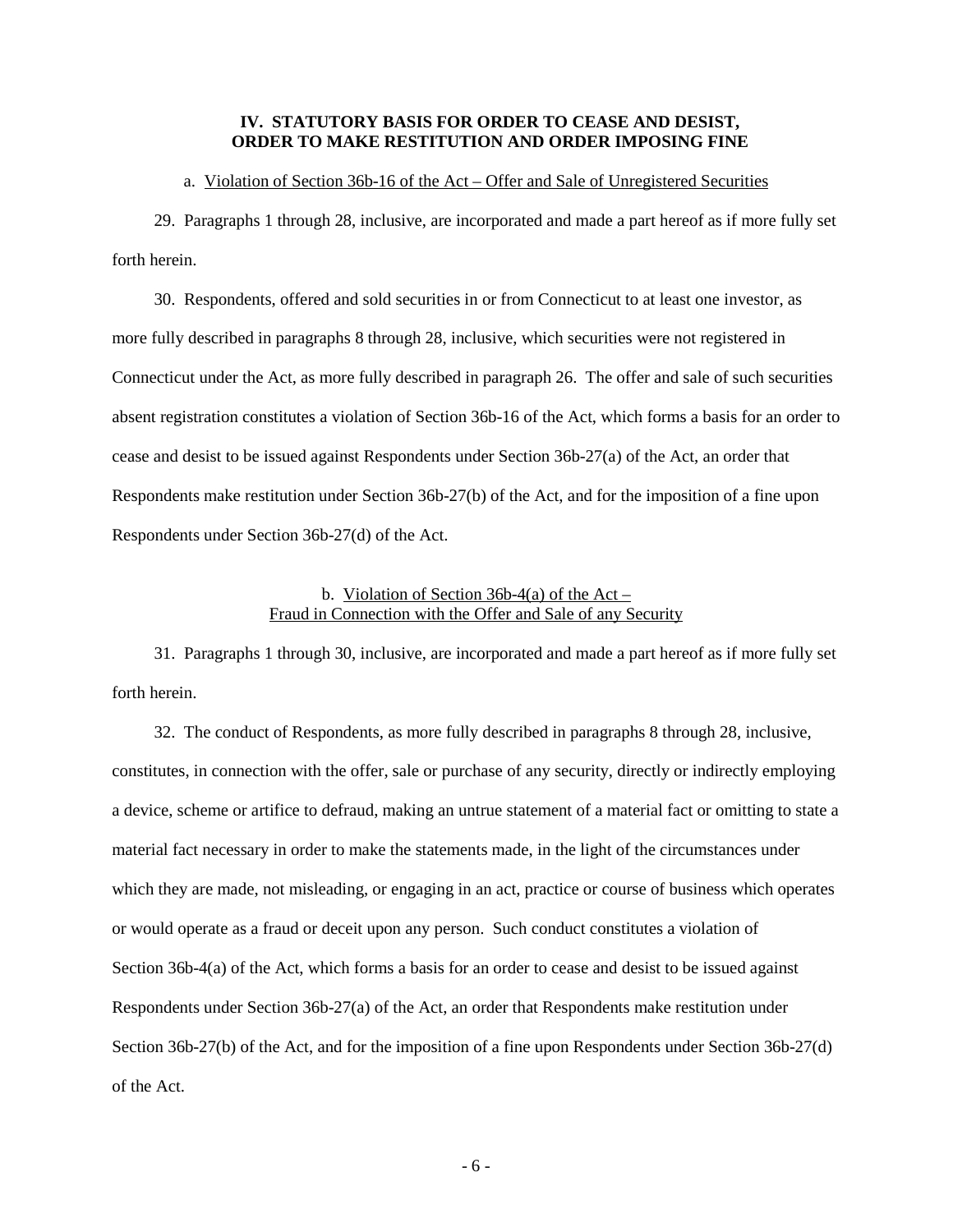## IV. STATUTORY BASIS FOR ORDER TO CEASE AND DESIST, ORDER TO MAKE RESTITUTION AND ORDER IMPOSING FINE

a. Violation of Section 36b-16 of the Act – Offer and Sale of Unregistered Securities

29. Paragraphs 1 through 28, inclusive, are incorporated and made a part hereof as if more fully set forth herein.

30. Respondents, offered and sold securities in or from Connecticut to at least one investor, as more fully described in paragraphs 8 through 28, inclusive, which securities were not registered in Connecticut under the Act, as more fully described in paragraph 26. The offer and sale of such securities absent registration constitutes a violation of Section 36b-16 of the Act, which forms a basis for an order to cease and desist to be issued against Respondents under Section 36b-27(a) of the Act, an order that Respondents make restitution under Section 36b-27(b) of the Act, and for the imposition of a fine upon Respondents under Section 36b-27(d) of the Act.

b. Violation of Section 36b-4(a) of the Act – Fraud in Connection with the Offer and Sale of any Security

31. Paragraphs 1 through 30, inclusive, are incorporated and made a part hereof as if more fully set forth herein.

32. The conduct of Respondents, as more fully described in paragraphs 8 through 28, inclusive, constitutes, in connection with the offer, sale or purchase of any security, directly or indirectly employing a device, scheme or artifice to defraud, making an untrue statement of a material fact or omitting to state a material fact necessary in order to make the statements made, in the light of the circumstances under which they are made, not misleading, or engaging in an act, practice or course of business which operates or would operate as a fraud or deceit upon any person. Such conduct constitutes a violation of Section 36b-4(a) of the Act, which forms a basis for an order to cease and desist to be issued against Respondents under Section 36b-27(a) of the Act, an order that Respondents make restitution under Section 36b-27(b) of the Act, and for the imposition of a fine upon Respondents under Section 36b-27(d) of the Act.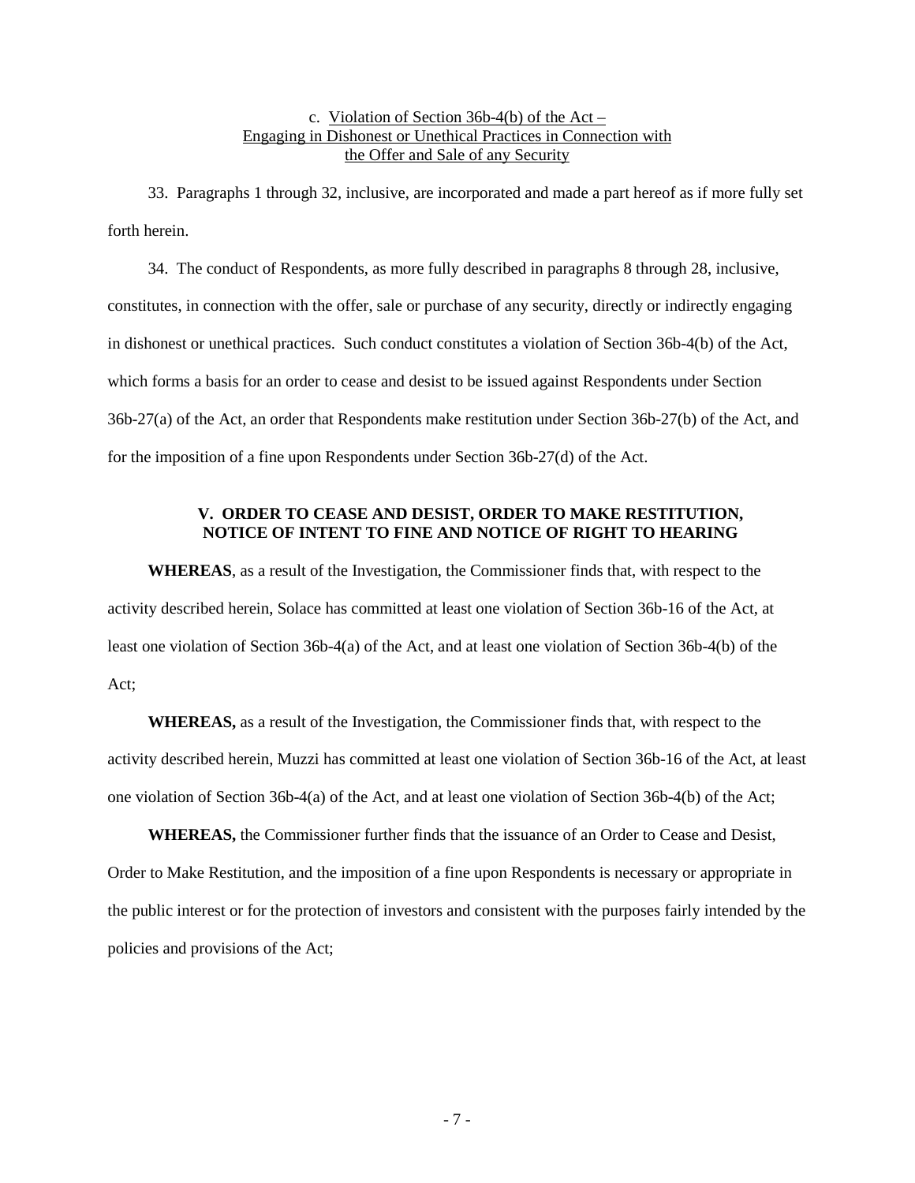c. Violation of Section 36b-4(b) of the Act – Engaging in Dishonest or Unethical Practices in Connection with the Offer and Sale of any Security

33. Paragraphs 1 through 32, inclusive, are incorporated and made a part hereof as if more fully set forth herein.

34. The conduct of Respondents, as more fully described in paragraphs 8 through 28, inclusive, constitutes, in connection with the offer, sale or purchase of any security, directly or indirectly engaging in dishonest or unethical practices. Such conduct constitutes a violation of Section 36b-4(b) of the Act, which forms a basis for an order to cease and desist to be issued against Respondents under Section 36b-27(a) of the Act, an order that Respondents make restitution under Section 36b-27(b) of the Act, and for the imposition of a fine upon Respondents under Section 36b-27(d) of the Act.

## V. ORDER TO CEASE AND DESIST, ORDER TO MAKE RESTITUTION, NOTICE OF INTENT TO FINE AND NOTICE OF RIGHT TO HEARING

**WHEREAS**, as a result of the Investigation, the Commissioner finds that, with respect to the activity described herein, Solace has committed at least one violation of Section 36b-16 of the Act, at least one violation of Section 36b-4(a) of the Act, and at least one violation of Section 36b-4(b) of the Act;

**WHEREAS,** as a result of the Investigation, the Commissioner finds that, with respect to the activity described herein, Muzzi has committed at least one violation of Section 36b-16 of the Act, at least one violation of Section 36b-4(a) of the Act, and at least one violation of Section 36b-4(b) of the Act;

**WHEREAS,** the Commissioner further finds that the issuance of an Order to Cease and Desist, Order to Make Restitution, and the imposition of a fine upon Respondents is necessary or appropriate in the public interest or for the protection of investors and consistent with the purposes fairly intended by the policies and provisions of the Act;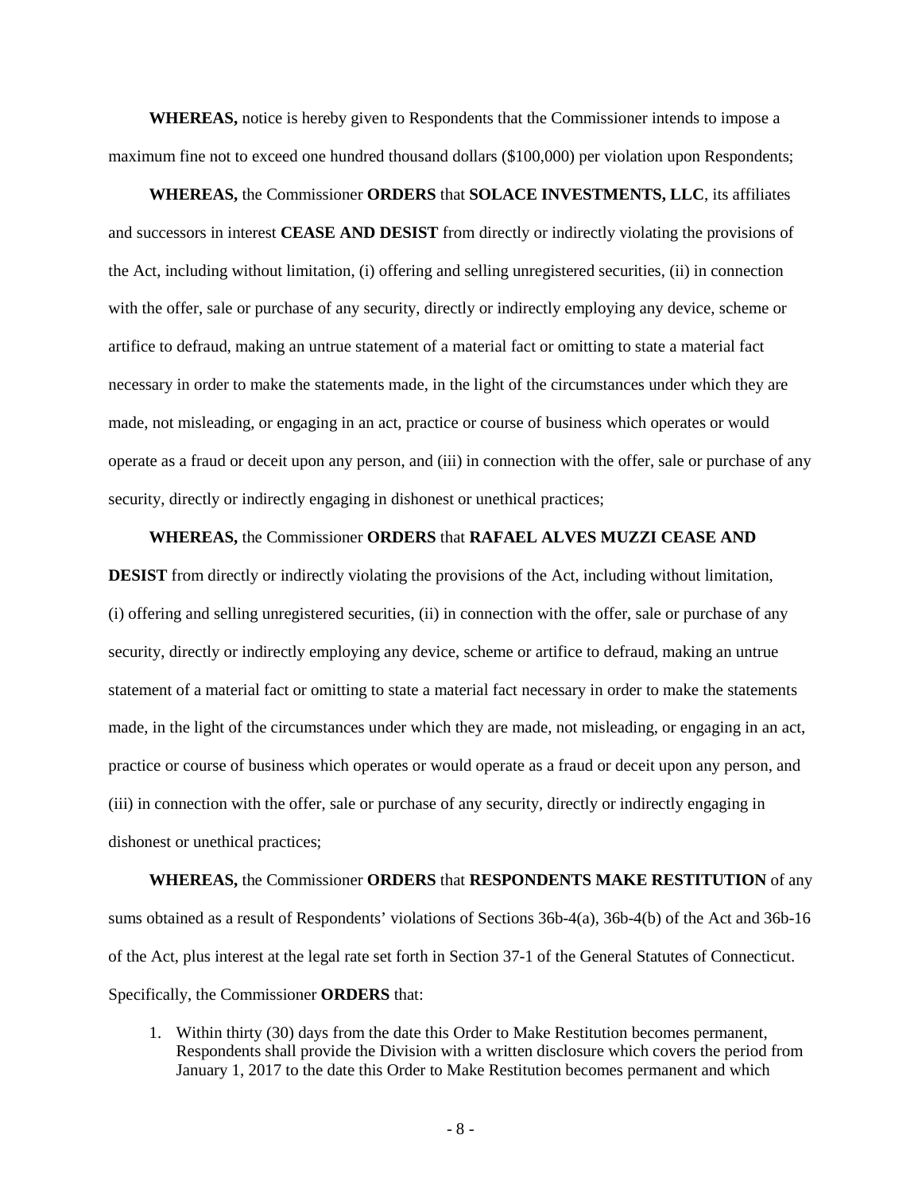**WHEREAS,** notice is hereby given to Respondents that the Commissioner intends to impose a maximum fine not to exceed one hundred thousand dollars ($100,000) per violation upon Respondents;

**WHEREAS,** the Commissioner **ORDERS** that **SOLACE INVESTMENTS, LLC**, its affiliates and successors in interest **CEASE AND DESIST** from directly or indirectly violating the provisions of the Act, including without limitation, (i) offering and selling unregistered securities, (ii) in connection with the offer, sale or purchase of any security, directly or indirectly employing any device, scheme or artifice to defraud, making an untrue statement of a material fact or omitting to state a material fact necessary in order to make the statements made, in the light of the circumstances under which they are made, not misleading, or engaging in an act, practice or course of business which operates or would operate as a fraud or deceit upon any person, and (iii) in connection with the offer, sale or purchase of any security, directly or indirectly engaging in dishonest or unethical practices;

**WHEREAS,** the Commissioner **ORDERS** that **RAFAEL ALVES MUZZI CEASE AND DESIST** from directly or indirectly violating the provisions of the Act, including without limitation, (i) offering and selling unregistered securities, (ii) in connection with the offer, sale or purchase of any security, directly or indirectly employing any device, scheme or artifice to defraud, making an untrue statement of a material fact or omitting to state a material fact necessary in order to make the statements made, in the light of the circumstances under which they are made, not misleading, or engaging in an act, practice or course of business which operates or would operate as a fraud or deceit upon any person, and (iii) in connection with the offer, sale or purchase of any security, directly or indirectly engaging in dishonest or unethical practices;

**WHEREAS,** the Commissioner **ORDERS** that **RESPONDENTS MAKE RESTITUTION** of any sums obtained as a result of Respondents' violations of Sections 36b-4(a), 36b-4(b) of the Act and 36b-16 of the Act, plus interest at the legal rate set forth in Section 37-1 of the General Statutes of Connecticut. Specifically, the Commissioner **ORDERS** that:

1. Within thirty (30) days from the date this Order to Make Restitution becomes permanent, Respondents shall provide the Division with a written disclosure which covers the period from January 1, 2017 to the date this Order to Make Restitution becomes permanent and which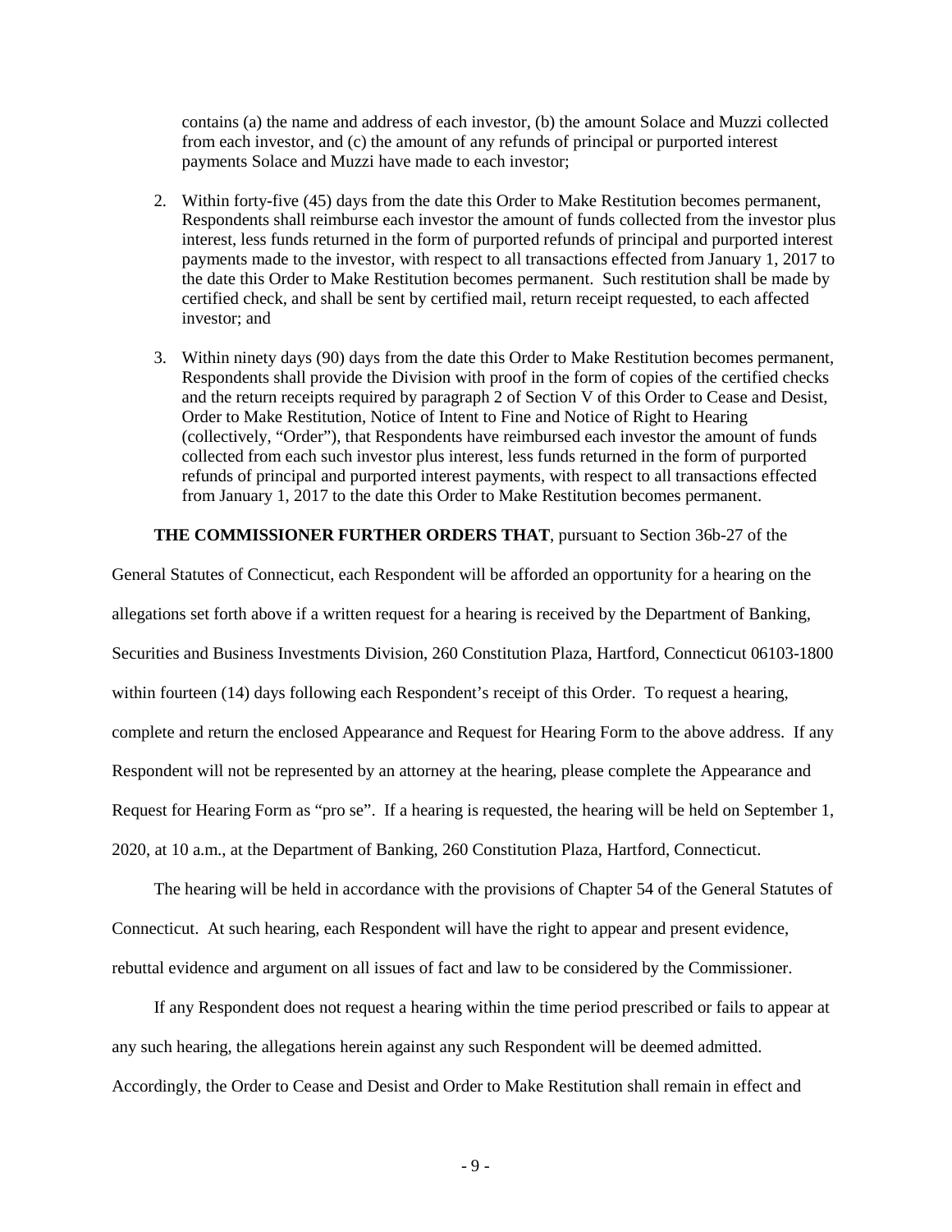contains (a) the name and address of each investor, (b) the amount Solace and Muzzi collected from each investor, and (c) the amount of any refunds of principal or purported interest payments Solace and Muzzi have made to each investor;

2. Within forty-five (45) days from the date this Order to Make Restitution becomes permanent, Respondents shall reimburse each investor the amount of funds collected from the investor plus interest, less funds returned in the form of purported refunds of principal and purported interest payments made to the investor, with respect to all transactions effected from January 1, 2017 to the date this Order to Make Restitution becomes permanent. Such restitution shall be made by certified check, and shall be sent by certified mail, return receipt requested, to each affected investor; and

3. Within ninety days (90) days from the date this Order to Make Restitution becomes permanent, Respondents shall provide the Division with proof in the form of copies of the certified checks and the return receipts required by paragraph 2 of Section V of this Order to Cease and Desist, Order to Make Restitution, Notice of Intent to Fine and Notice of Right to Hearing (collectively, "Order"), that Respondents have reimbursed each investor the amount of funds collected from each such investor plus interest, less funds returned in the form of purported refunds of principal and purported interest payments, with respect to all transactions effected from January 1, 2017 to the date this Order to Make Restitution becomes permanent.

**THE COMMISSIONER FURTHER ORDERS THAT**, pursuant to Section 36b-27 of the General Statutes of Connecticut, each Respondent will be afforded an opportunity for a hearing on the allegations set forth above if a written request for a hearing is received by the Department of Banking, Securities and Business Investments Division, 260 Constitution Plaza, Hartford, Connecticut 06103-1800 within fourteen (14) days following each Respondent's receipt of this Order. To request a hearing, complete and return the enclosed Appearance and Request for Hearing Form to the above address. If any Respondent will not be represented by an attorney at the hearing, please complete the Appearance and Request for Hearing Form as "pro se". If a hearing is requested, the hearing will be held on September 1, 2020, at 10 a.m., at the Department of Banking, 260 Constitution Plaza, Hartford, Connecticut.

The hearing will be held in accordance with the provisions of Chapter 54 of the General Statutes of Connecticut. At such hearing, each Respondent will have the right to appear and present evidence, rebuttal evidence and argument on all issues of fact and law to be considered by the Commissioner.

If any Respondent does not request a hearing within the time period prescribed or fails to appear at any such hearing, the allegations herein against any such Respondent will be deemed admitted. Accordingly, the Order to Cease and Desist and Order to Make Restitution shall remain in effect and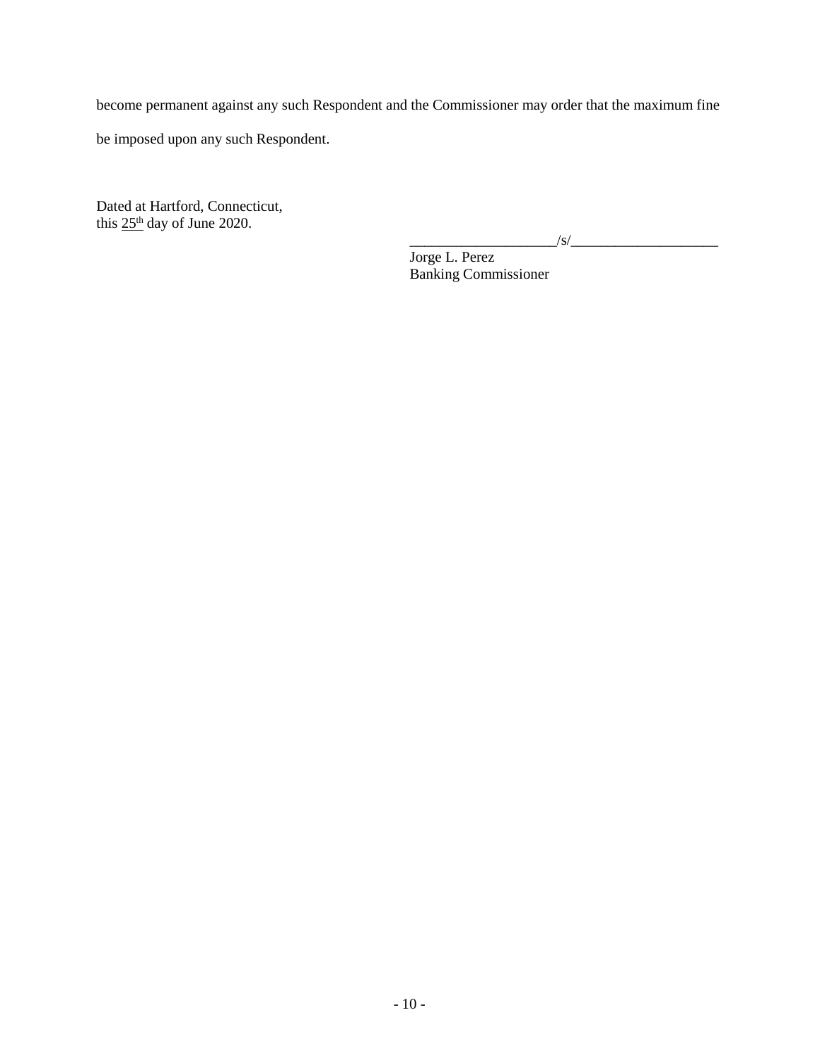become permanent against any such Respondent and the Commissioner may order that the maximum fine be imposed upon any such Respondent.

Dated at Hartford, Connecticut,
this 25th day of June 2020.

\_\_\_\_\_\_\_\_\_\_\_\_\_\_\_\_\_\_\_\_/s/\_\_\_\_\_\_\_\_\_\_\_\_\_\_\_\_\_\_\_\_
Jorge L. Perez
Banking Commissioner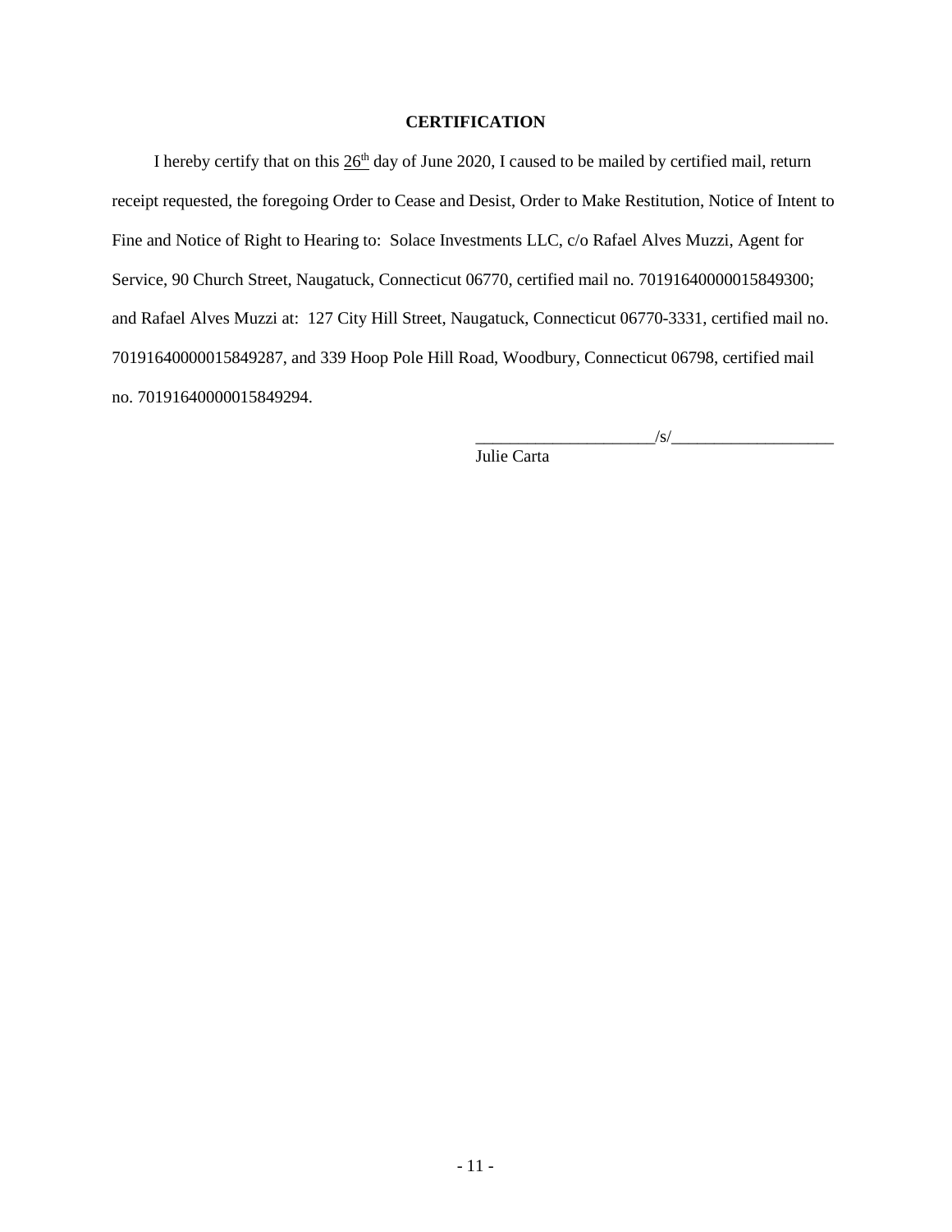**CERTIFICATION**

I hereby certify that on this 26th day of June 2020, I caused to be mailed by certified mail, return receipt requested, the foregoing Order to Cease and Desist, Order to Make Restitution, Notice of Intent to Fine and Notice of Right to Hearing to: Solace Investments LLC, c/o Rafael Alves Muzzi, Agent for Service, 90 Church Street, Naugatuck, Connecticut 06770, certified mail no. 70191640000015849300; and Rafael Alves Muzzi at: 127 City Hill Street, Naugatuck, Connecticut 06770-3331, certified mail no. 70191640000015849287, and 339 Hoop Pole Hill Road, Woodbury, Connecticut 06798, certified mail no. 70191640000015849294.

_____________________/s/___________________
Julie Carta